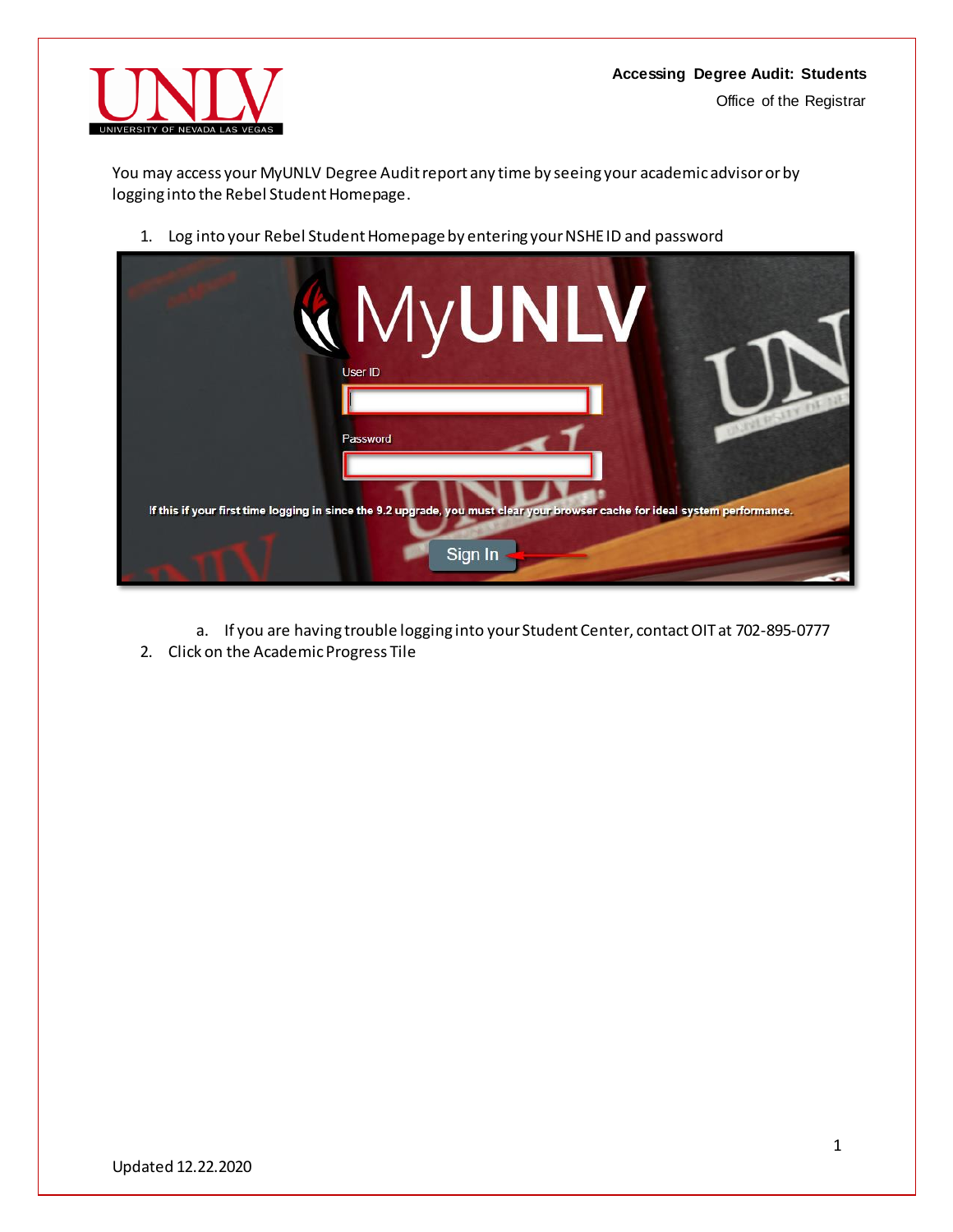**Accessing Degree Audit: Students**

Office of the Registrar

You may access your MyUNLV Degree Audit report any time by seeing your academic advisor or by logging into the Rebel Student Homepage.

1. Log into your Rebel Student Homepage by entering your NSHE ID and password
   a. If you are having trouble logging into your Student Center, contact OIT at 702-895-0777
2. Click on the Academic Progress Tile

Updated 12.22.2020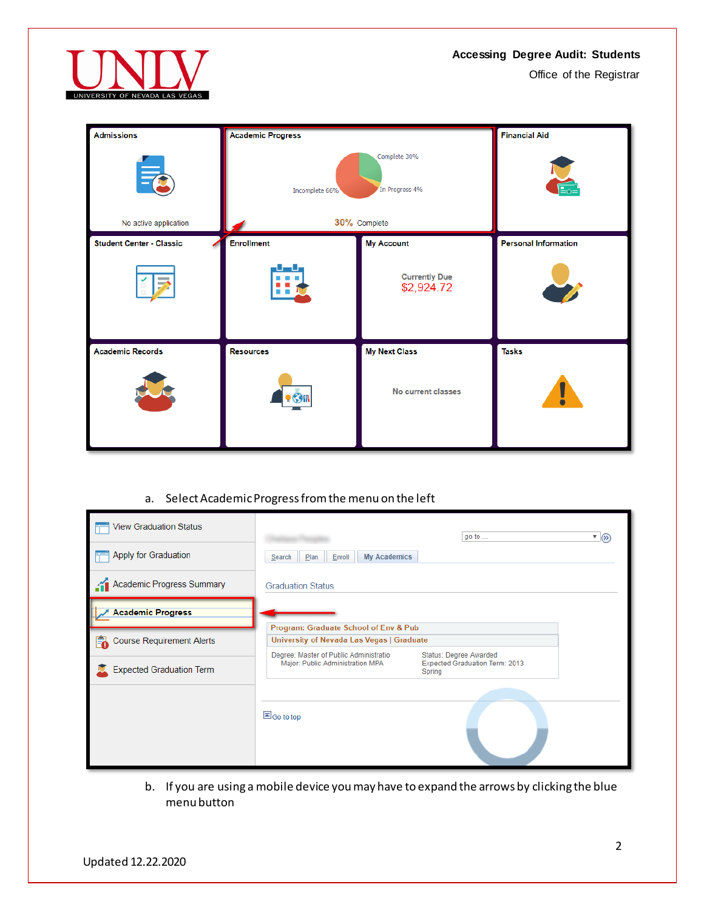Admissions

No active application

Academic Progress

Complete 30%

Incomplete 66%

In Progress 4%

30% Complete

Financial Aid

Student Center - Classic

Enrollment

My Account

Currently Due $2,924.72

Personal Information

Academic Records

Resources

My Next Class

No current classes

Tasks

a. Select Academic Progress from the menu on the left

- View Graduation Status
- Apply for Graduation
- Academic Progress Summary
- **Academic Progress**
- Course Requirement Alerts
- Expected Graduation Term

go to ...

Search | Plan | Enroll | My Academics

Graduation Status

Program: Graduate School of Env & Pub

University of Nevada Las Vegas | Graduate

Degree: Master of Public Administratio
Major: Public Administration MPA

Status: Degree Awarded
Expected Graduation Term: 2013 Spring

Go to top

b. If you are using a mobile device you may have to expand the arrows by clicking the blue menu button

Updated 12.22.2020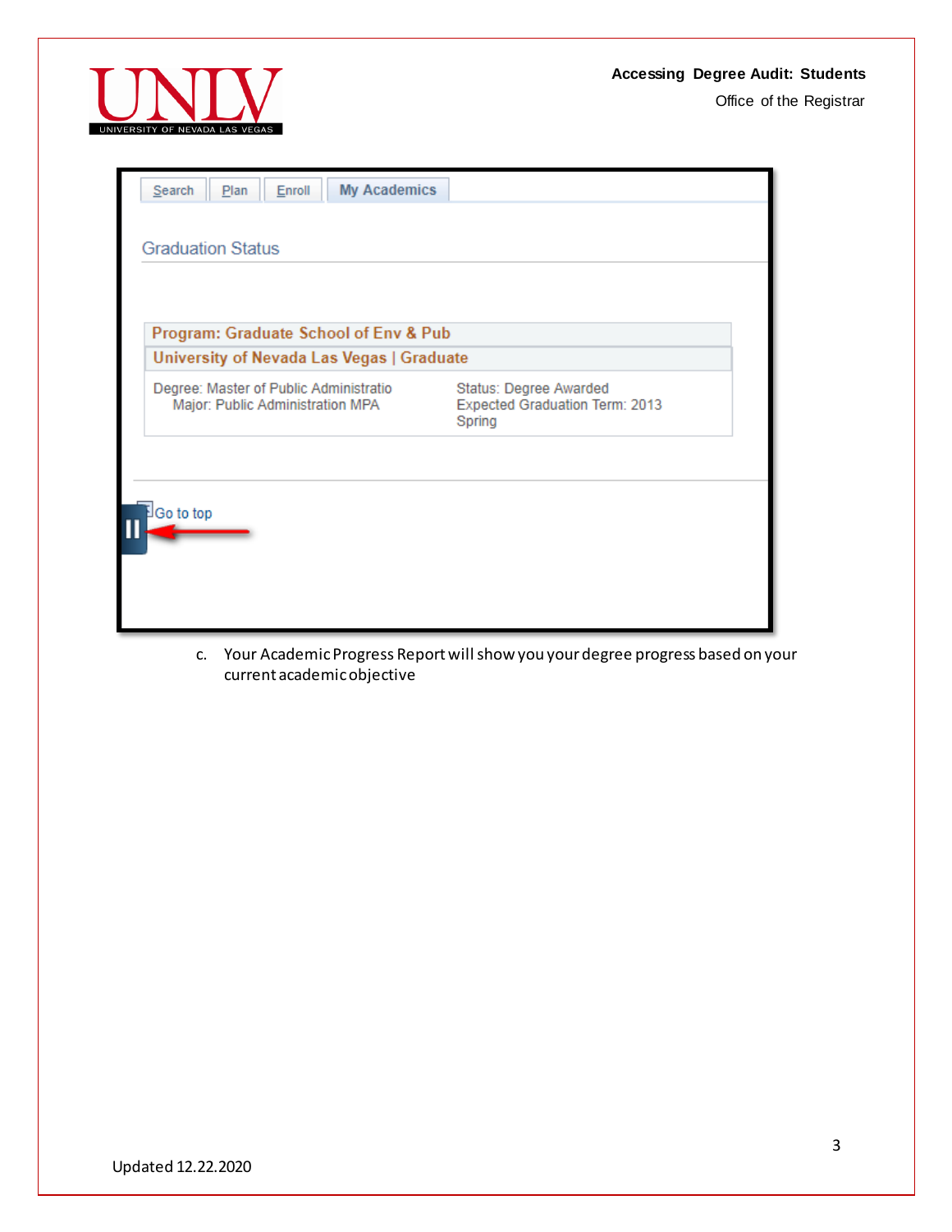Search | Plan | Enroll | My Academics

Graduation Status

**Program: Graduate School of Env & Pub**

**University of Nevada Las Vegas | Graduate**

Degree: Master of Public Administratio
Major: Public Administration MPA

Status: Degree Awarded
Expected Graduation Term: 2013 Spring

Go to top

c. Your Academic Progress Report will show you your degree progress based on your current academic objective

Updated 12.22.2020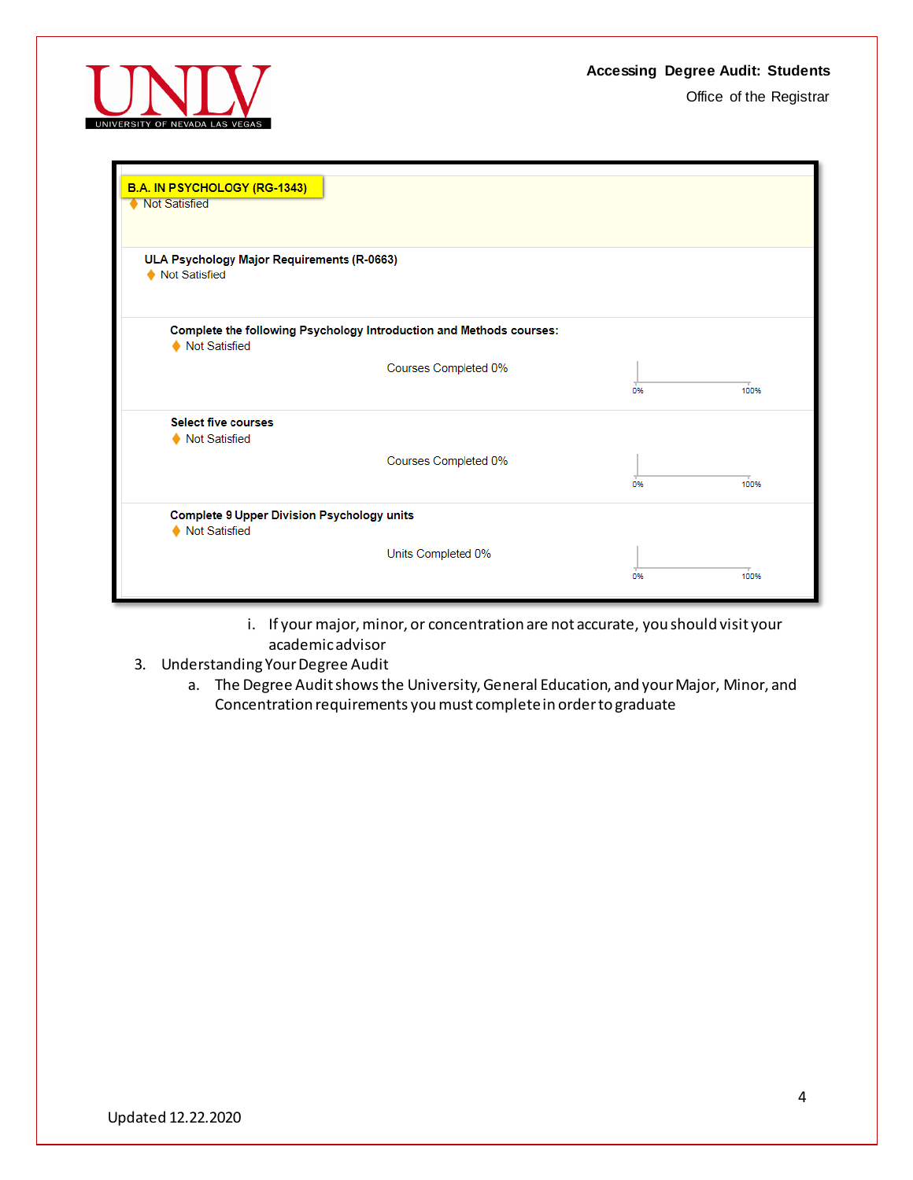B.A. IN PSYCHOLOGY (RG-1343)
♦ Not Satisfied

ULA Psychology Major Requirements (R-0663)
♦ Not Satisfied

Complete the following Psychology Introduction and Methods courses:
♦ Not Satisfied

Courses Completed 0%

0% 100%

Select five courses
♦ Not Satisfied

Courses Completed 0%

0% 100%

Complete 9 Upper Division Psychology units
♦ Not Satisfied

Units Completed 0%

0% 100%

i. If your major, minor, or concentration are not accurate, you should visit your academic advisor

3. Understanding Your Degree Audit
   a. The Degree Audit shows the University, General Education, and your Major, Minor, and Concentration requirements you must complete in order to graduate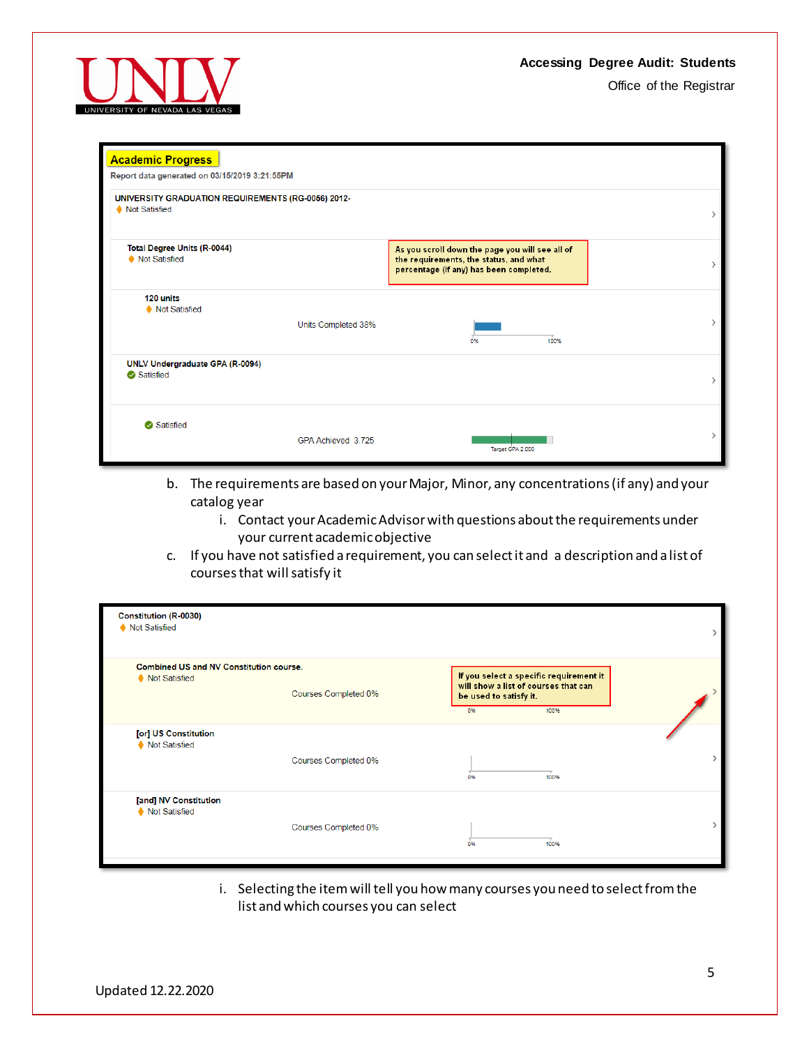**Academic Progress**

Report data generated on 03/15/2019 3:21:55PM

UNIVERSITY GRADUATION REQUIREMENTS (RG-0056) 2012-
Not Satisfied

Total Degree Units (R-0044)
Not Satisfied

As you scroll down the page you will see all of the requirements, the status, and what percentage (if any) has been completed.

120 units
Not Satisfied

Units Completed 38%

UNLV Undergraduate GPA (R-0094)
Satisfied

Satisfied

GPA Achieved 3.725

Target GPA 2.000

b. The requirements are based on your Major, Minor, any concentrations (if any) and your catalog year
   i. Contact your Academic Advisor with questions about the requirements under your current academic objective
c. If you have not satisfied a requirement, you can select it and a description and a list of courses that will satisfy it

Constitution (R-0030)
Not Satisfied

Combined US and NV Constitution course.
Not Satisfied

Courses Completed 0%

If you select a specific requirement it will show a list of courses that can be used to satisfy it.

[or] US Constitution
Not Satisfied

Courses Completed 0%

[and] NV Constitution
Not Satisfied

Courses Completed 0%

   i. Selecting the item will tell you how many courses you need to select from the list and which courses you can select

Updated 12.22.2020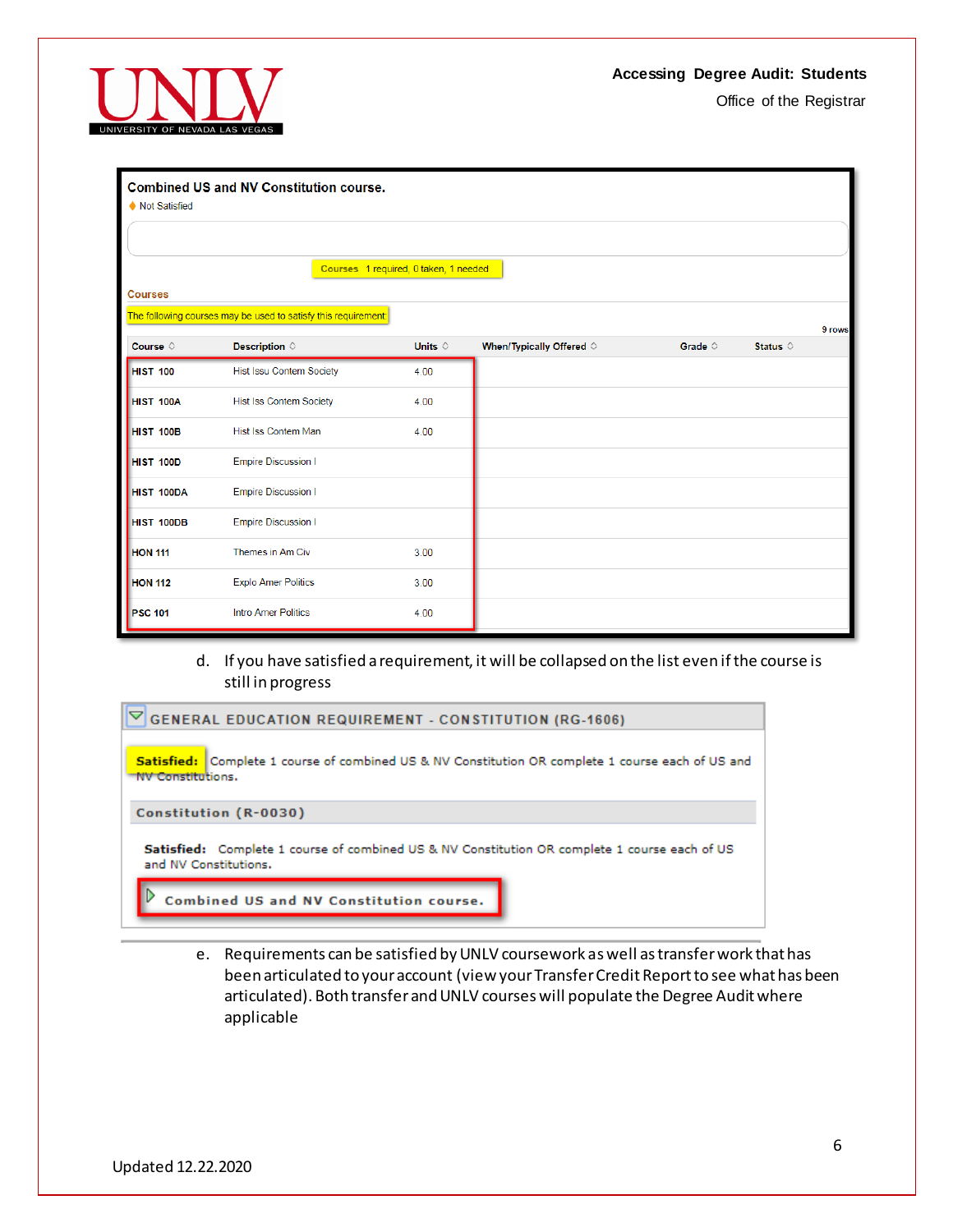**Combined US and NV Constitution course.**

Not Satisfied

Courses 1 required, 0 taken, 1 needed

Courses

The following courses may be used to satisfy this requirement

9 rows

| Course | Description | Units | When/Typically Offered | Grade | Status |
|---|---|---|---|---|---|
| HIST 100 | Hist Issu Contem Society | 4.00 | | | |
| HIST 100A | Hist Iss Contem Society | 4.00 | | | |
| HIST 100B | Hist Iss Contem Man | 4.00 | | | |
| HIST 100D | Empire Discussion I | | | | |
| HIST 100DA | Empire Discussion I | | | | |
| HIST 100DB | Empire Discussion I | | | | |
| HON 111 | Themes in Am Civ | 3.00 | | | |
| HON 112 | Explo Amer Politics | 3.00 | | | |
| PSC 101 | Intro Amer Politics | 4.00 | | | |

d. If you have satisfied a requirement, it will be collapsed on the list even if the course is still in progress

**GENERAL EDUCATION REQUIREMENT - CONSTITUTION (RG-1606)**

**Satisfied:** Complete 1 course of combined US & NV Constitution OR complete 1 course each of US and NV Constitutions.

**Constitution (R-0030)**

**Satisfied:** Complete 1 course of combined US & NV Constitution OR complete 1 course each of US and NV Constitutions.

**Combined US and NV Constitution course.**

e. Requirements can be satisfied by UNLV coursework as well as transfer work that has been articulated to your account (view your Transfer Credit Report to see what has been articulated). Both transfer and UNLV courses will populate the Degree Audit where applicable

Updated 12.22.2020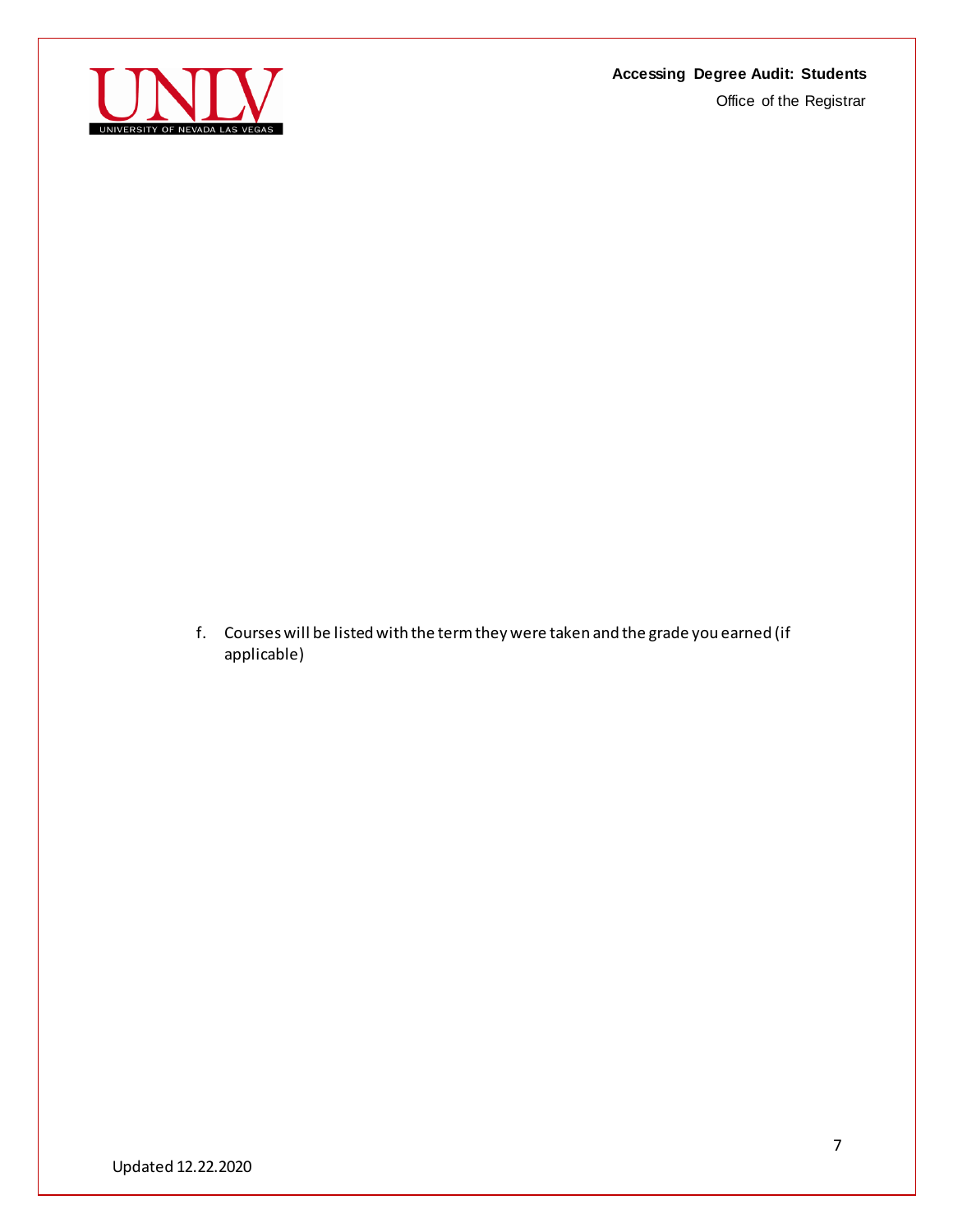f. Courses will be listed with the term they were taken and the grade you earned (if applicable)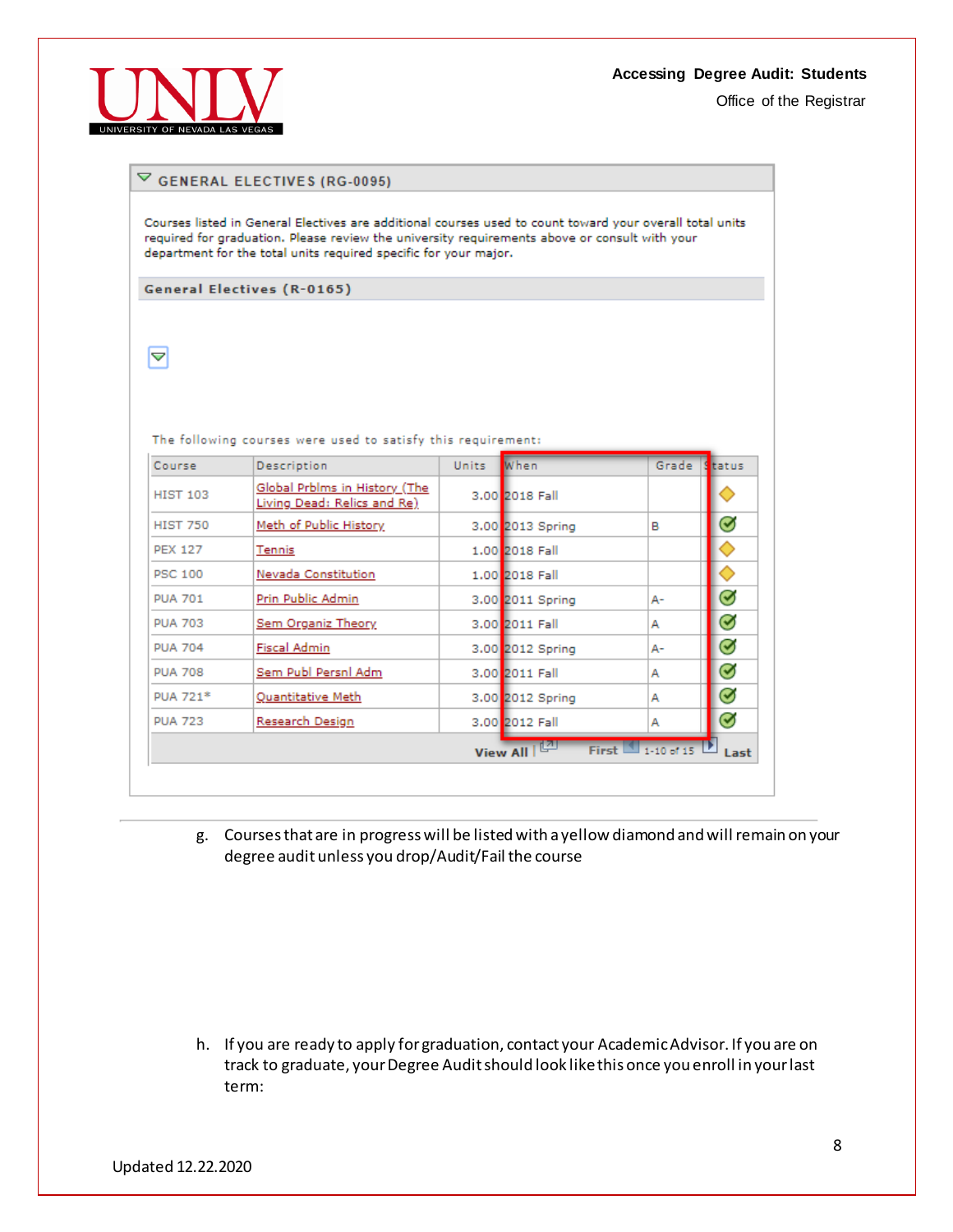**GENERAL ELECTIVES (RG-0095)**

Courses listed in General Electives are additional courses used to count toward your overall total units required for graduation. Please review the university requirements above or consult with your department for the total units required specific for your major.

**General Electives (R-0165)**

The following courses were used to satisfy this requirement:

| Course | Description | Units | When | Grade | Status |
|---|---|---|---|---|---|
| HIST 103 | Global Prblms in History (The Living Dead: Relics and Re) | 3.00 | 2018 Fall | | ◆ |
| HIST 750 | Meth of Public History | 3.00 | 2013 Spring | B | ✓ |
| PEX 127 | Tennis | 1.00 | 2018 Fall | | ◆ |
| PSC 100 | Nevada Constitution | 1.00 | 2018 Fall | | ◆ |
| PUA 701 | Prin Public Admin | 3.00 | 2011 Spring | A- | ✓ |
| PUA 703 | Sem Organiz Theory | 3.00 | 2011 Fall | A | ✓ |
| PUA 704 | Fiscal Admin | 3.00 | 2012 Spring | A- | ✓ |
| PUA 708 | Sem Publ Persnl Adm | 3.00 | 2011 Fall | A | ✓ |
| PUA 721* | Quantitative Meth | 3.00 | 2012 Spring | A | ✓ |
| PUA 723 | Research Design | 3.00 | 2012 Fall | A | ✓ |

View All | First 1-10 of 15 Last

g. Courses that are in progress will be listed with a yellow diamond and will remain on your degree audit unless you drop/Audit/Fail the course

h. If you are ready to apply for graduation, contact your Academic Advisor. If you are on track to graduate, your Degree Audit should look like this once you enroll in your last term:

Updated 12.22.2020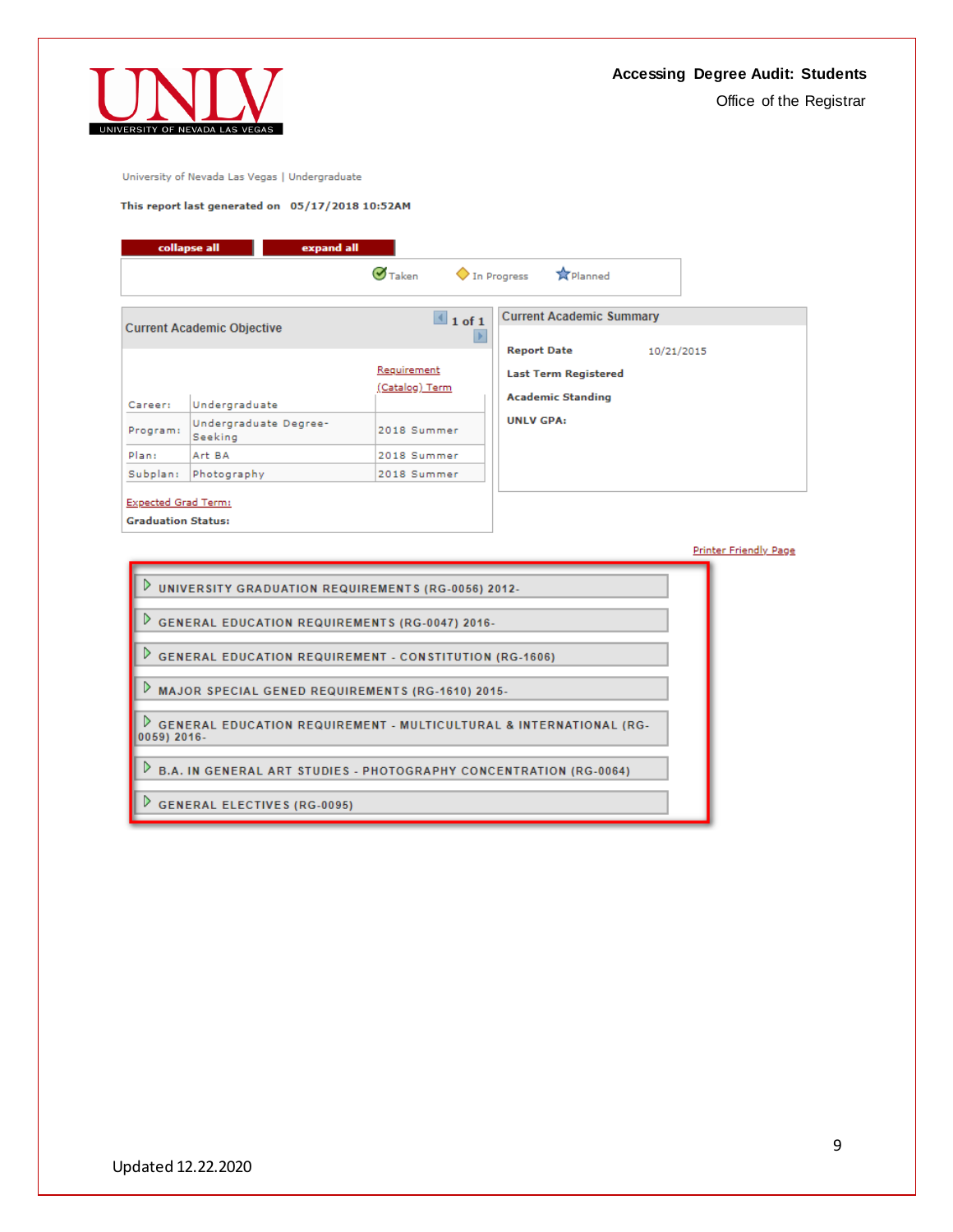University of Nevada Las Vegas | Undergraduate

**This report last generated on 05/17/2018 10:52AM**

collapse all | expand all

Taken | In Progress | Planned

**Current Academic Objective** — 1 of 1

| | | Requirement (Catalog) Term |
|---|---|---|
| Career: | Undergraduate | |
| Program: | Undergraduate Degree-Seeking | 2018 Summer |
| Plan: | Art BA | 2018 Summer |
| Subplan: | Photography | 2018 Summer |

Expected Grad Term:

**Graduation Status:**

**Current Academic Summary**

| | |
|---|---|
| **Report Date** | 10/21/2015 |
| **Last Term Registered** | |
| **Academic Standing** | |
| **UNLV GPA:** | |

Printer Friendly Page

- UNIVERSITY GRADUATION REQUIREMENTS (RG-0056) 2012-
- GENERAL EDUCATION REQUIREMENTS (RG-0047) 2016-
- GENERAL EDUCATION REQUIREMENT - CONSTITUTION (RG-1606)
- MAJOR SPECIAL GENED REQUIREMENTS (RG-1610) 2015-
- GENERAL EDUCATION REQUIREMENT - MULTICULTURAL & INTERNATIONAL (RG-0059) 2016-
- B.A. IN GENERAL ART STUDIES - PHOTOGRAPHY CONCENTRATION (RG-0064)
- GENERAL ELECTIVES (RG-0095)